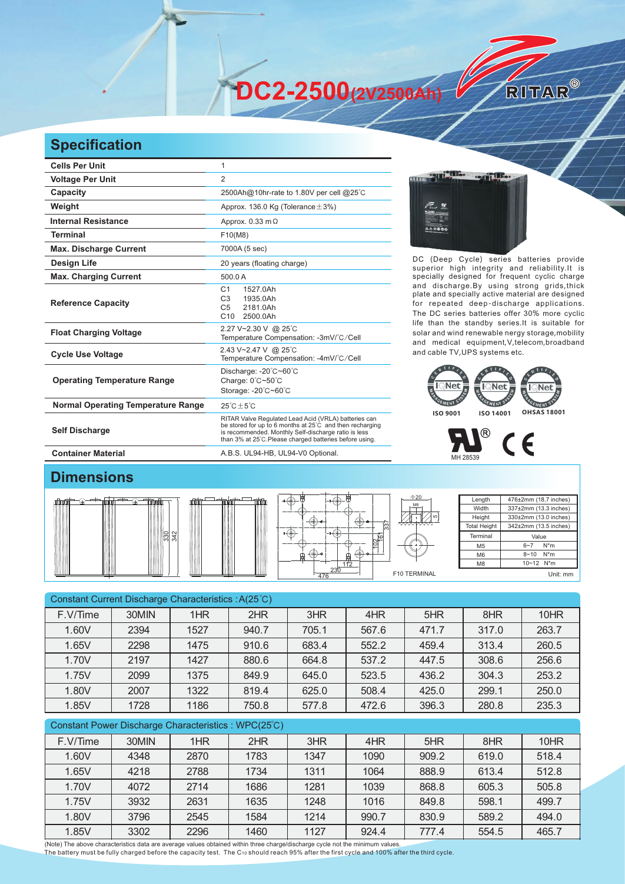# DC2-2500(2V2500Ah)

RITAR®

## Specification

| | |
|---|---|
| **Cells Per Unit** | 1 |
| **Voltage Per Unit** | 2 |
| **Capacity** | 2500Ah@10hr-rate to 1.80V per cell @25°C |
| **Weight** | Approx. 136.0 Kg (Tolerance±3%) |
| **Internal Resistance** | Approx. 0.33 mΩ |
| **Terminal** | F10(M8) |
| **Max. Discharge Current** | 7000A (5 sec) |
| **Design Life** | 20 years (floating charge) |
| **Max. Charging Current** | 500.0 A |
| **Reference Capacity** | C1 1527.0Ah<br>C3 1935.0Ah<br>C5 2181.0Ah<br>C10 2500.0Ah |
| **Float Charging Voltage** | 2.27 V~2.30 V @ 25°C<br>Temperature Compensation: -3mV/°C/Cell |
| **Cycle Use Voltage** | 2.43 V~2.47 V @ 25°C<br>Temperature Compensation: -4mV/°C/Cell |
| **Operating Temperature Range** | Discharge: -20°C~60°C<br>Charge: 0°C~50°C<br>Storage: -20°C~60°C |
| **Normal Operating Temperature Range** | 25°C±5°C |
| **Self Discharge** | RITAR Valve Regulated Lead Acid (VRLA) batteries can be stored for up to 6 months at 25°C and then recharging is recommended. Monthly Self-discharge ratio is less than 3% at 25°C.Please charged batteries before using. |
| **Container Material** | A.B.S. UL94-HB, UL94-V0 Optional. |

DC (Deep Cycle) series batteries provide superior high integrity and reliability.It is specially designed for frequent cyclic charge and discharge.By using strong grids,thick plate and specially active material are designed for repeated deep-discharge applications. The DC series batteries offer 30% more cyclic life than the standby series.It is suitable for solar and wind renewable nergy storage,mobility and medical equipment,V,telecom,broadband and cable TV,UPS systems etc.

ISO 9001 ISO 14001 OHSAS 18001

MH 28539

## Dimensions

| | |
|---|---|
| Length | 476±2mm (18.7 inches) |
| Width | 337±2mm (13.3 inches) |
| Height | 330±2mm (13.0 inches) |
| Total Height | 342±2mm (13.5 inches) |

| Terminal | Value |
|---|---|
| M5 | 6~7 N*m |
| M6 | 8~10 N*m |
| M8 | 10~12 N*m |

F10 TERMINAL

Unit: mm

Constant Current Discharge Characteristics : A(25°C)

| F.V/Time | 30MIN | 1HR | 2HR | 3HR | 4HR | 5HR | 8HR | 10HR |
|---|---|---|---|---|---|---|---|---|
| 1.60V | 2394 | 1527 | 940.7 | 705.1 | 567.6 | 471.7 | 317.0 | 263.7 |
| 1.65V | 2298 | 1475 | 910.6 | 683.4 | 552.2 | 459.4 | 313.4 | 260.5 |
| 1.70V | 2197 | 1427 | 880.6 | 664.8 | 537.2 | 447.5 | 308.6 | 256.6 |
| 1.75V | 2099 | 1375 | 849.9 | 645.0 | 523.5 | 436.2 | 304.3 | 253.2 |
| 1.80V | 2007 | 1322 | 819.4 | 625.0 | 508.4 | 425.0 | 299.1 | 250.0 |
| 1.85V | 1728 | 1186 | 750.8 | 577.8 | 472.6 | 396.3 | 280.8 | 235.3 |

Constant Power Discharge Characteristics : WPC(25°C)

| F.V/Time | 30MIN | 1HR | 2HR | 3HR | 4HR | 5HR | 8HR | 10HR |
|---|---|---|---|---|---|---|---|---|
| 1.60V | 4348 | 2870 | 1783 | 1347 | 1090 | 909.2 | 619.0 | 518.4 |
| 1.65V | 4218 | 2788 | 1734 | 1311 | 1064 | 888.9 | 613.4 | 512.8 |
| 1.70V | 4072 | 2714 | 1686 | 1281 | 1039 | 868.8 | 605.3 | 505.8 |
| 1.75V | 3932 | 2631 | 1635 | 1248 | 1016 | 849.8 | 598.1 | 499.7 |
| 1.80V | 3796 | 2545 | 1584 | 1214 | 990.7 | 830.9 | 589.2 | 494.0 |
| 1.85V | 3302 | 2296 | 1460 | 1127 | 924.4 | 777.4 | 554.5 | 465.7 |

(Note) The above characteristics data are average values obtained within three charge/discharge cycle not the minimum values.
The battery must be fully charged before the capacity test. The $C_{10}$ should reach 95% after the first cycle and 100% after the third cycle.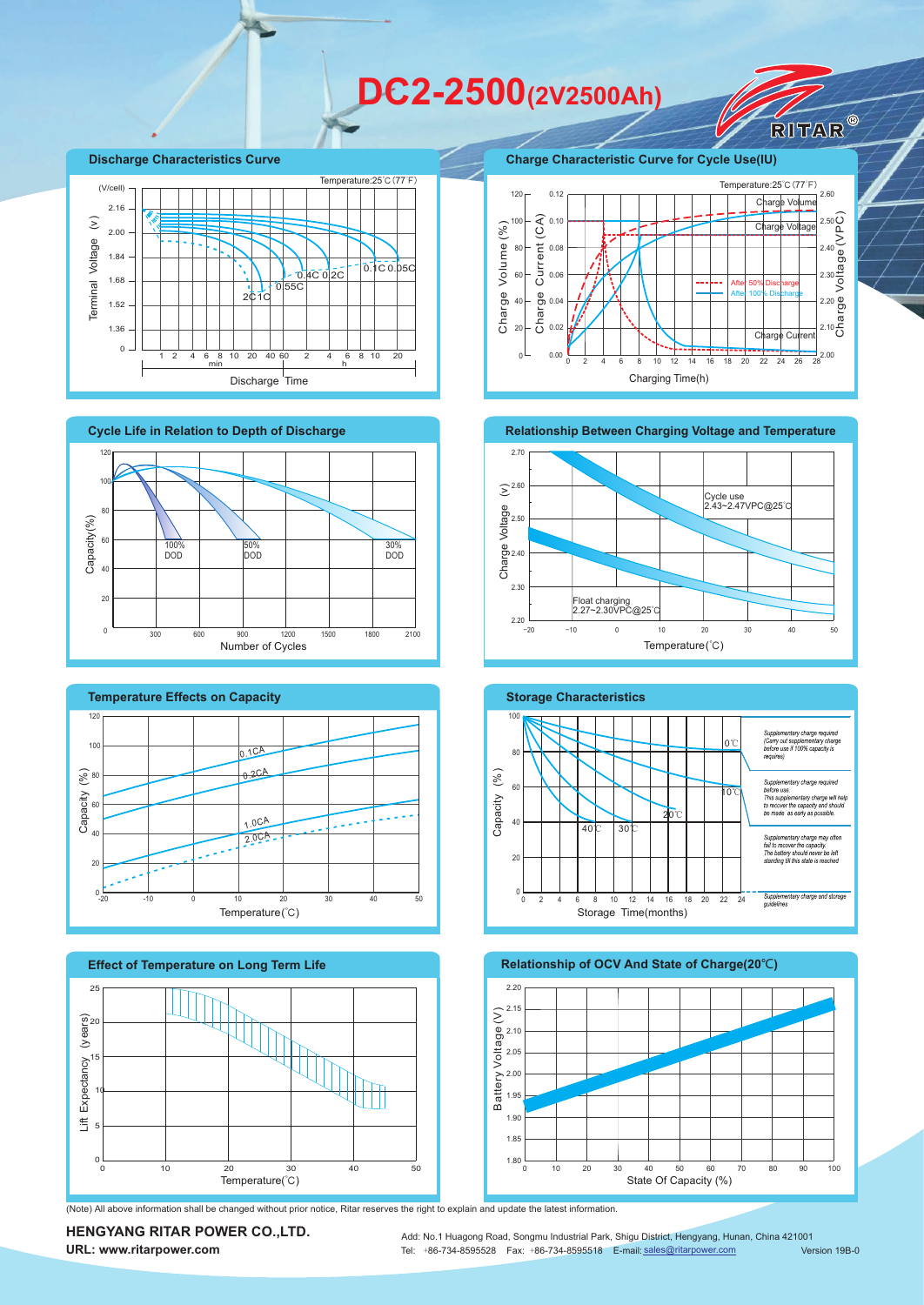# DC2-2500(2V2500Ah)

RITAR®

## Discharge Characteristics Curve

Temperature:25°C (77°F)

(V/cell)

Terminal Voltage (v)

2.16
2.00
1.84
1.68
1.52
1.36
0

1 2 4 6 8 10 20 40 60 2 4 6 8 10 20

min h

Discharge Time

2C 1C 0.55C 0.4C 0.2C 0.1C 0.05C

## Charge Characteristic Curve for Cycle Use(IU)

Temperature:25°C (77°F)

Charge Volume (%)

Charge Current (CA)

Charge Voltage (VPC)

120 100 80 60 40 20 0

0.12 0.10 0.08 0.06 0.04 0.02 0.00

2.60 2.50 2.40 2.30 2.20 2.10 2.00

0 2 4 6 8 10 12 14 16 18 20 22 24 26 28

Charging Time(h)

Charge Volume

Charge Voltage

Charge Current

After 50% Discharge

After 100% Discharge

## Cycle Life in Relation to Depth of Discharge

Capacity(%)

120 100 80 60 40 20 0

300 600 900 1200 1500 1800 2100

Number of Cycles

100% DOD

50% DOD

30% DOD

## Relationship Between Charging Voltage and Temperature

Charge Voltage (v)

2.70 2.60 2.50 2.40 2.30 2.20

−20 −10 0 10 20 30 40 50

Temperature(°C)

Cycle use
2.43~2.47VPC@25°C

Float charging
2.27~2.30VPC@25°C

## Temperature Effects on Capacity

Capacity (%)

120 100 80 60 40 20 0

-20 -10 0 10 20 30 40 50

Temperature(°C)

0.1CA
0.2CA
1.0CA
2.0CA

## Storage Characteristics

Capacity (%)

100 80 60 40 20 0

0 2 4 6 8 10 12 14 16 18 20 22 24

Storage Time(months)

0°C 10°C 20°C 30°C 40°C

Supplementary charge required (Carry out supplementary charge before use if 100% capacity is requires)

Supplementary charge required before use. This supplementary charge will help to recover the capacity and should be made as early as possible.

Supplementary charge may often fail to recover the capacity. The battery should never be left standing till this state is reached

Supplementary charge and storage guidelines

## Effect of Temperature on Long Term Life

Lift Expectancy (years)

25 20 15 10 5 0

0 10 20 30 40 50

Temperature(°C)

## Relationship of OCV And State of Charge(20°C)

Battery Voltage (V)

2.20 2.15 2.10 2.05 2.00 1.95 1.90 1.85 1.80

0 10 20 30 40 50 60 70 80 90 100

State Of Capacity (%)

(Note) All above information shall be changed without prior notice, Ritar reserves the right to explain and update the latest information.

**HENGYANG RITAR POWER CO.,LTD.**

**URL: www.ritarpower.com**

Add: No.1 Huagong Road, Songmu Industrial Park, Shigu District, Hengyang, Hunan, China 421001

Tel: +86-734-8595528 Fax: +86-734-8595518 E-mail: sales@ritarpower.com

Version 19B-0